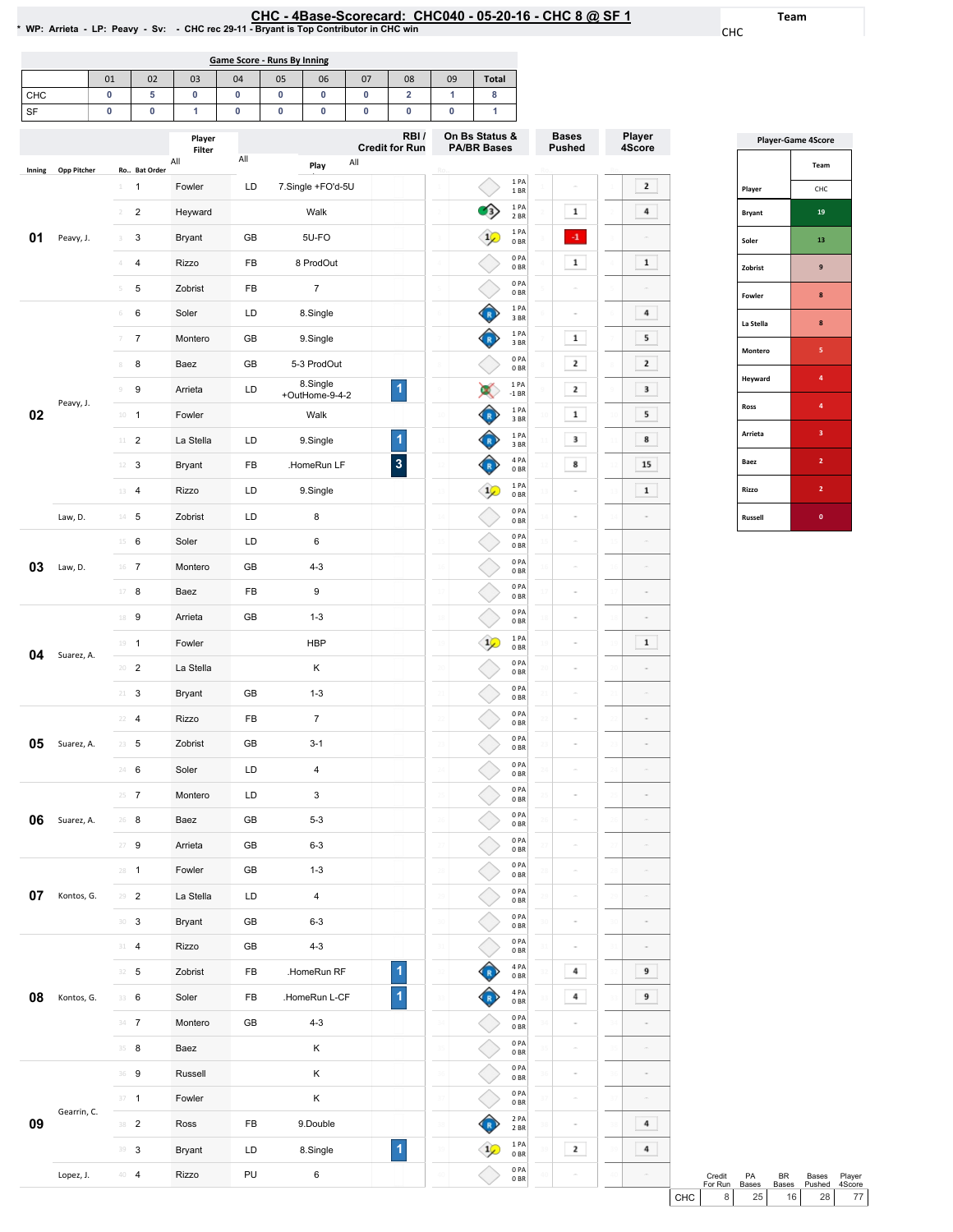# CHC - 4Base-Scorecard: CHC040 - 05-20-16 - CHC 8 @ SF 1

* WP: Arrieta - LP: Peavy - Sv: - CHC rec 29-11 - Bryant is Top Contributor in CHC win

Team: CHC

**Game Score - Runs By Inning**

| | 01 | 02 | 03 | 04 | 05 | 06 | 07 | 08 | 09 | Total |
|---|---|---|---|---|---|---|---|---|---|---|
| CHC | 0 | 5 | 0 | 0 | 0 | 0 | 0 | 2 | 1 | 8 |
| SF | 0 | 0 | 1 | 0 | 0 | 0 | 0 | 0 | 0 | 1 |

| Inning | Opp Pitcher | Ro.. | Bat Order | Player | | Play | RBI / Credit for Run | On Bs Status & PA/BR Bases | Bases Pushed | Player 4Score |
|---|---|---|---|---|---|---|---|---|---|---|
| 01 | Peavy, J. | 1 | 1 | Fowler | LD | 7.Single +FO'd-5U | | 1 PA 1 BR | | 2 |
| | | 2 | 2 | Heyward | | Walk | | 1 PA 2 BR | 1 | 4 |
| | | 3 | 3 | Bryant | GB | 5U-FO | | 1 PA 0 BR | -1 | |
| | | 4 | 4 | Rizzo | FB | 8 ProdOut | | 0 PA 0 BR | 1 | 1 |
| | | 5 | 5 | Zobrist | FB | 7 | | 0 PA 0 BR | | |
| 02 | Peavy, J. | 6 | 6 | Soler | LD | 8.Single | | 1 PA 3 BR | | 4 |
| | | 7 | 7 | Montero | GB | 9.Single | | 1 PA 3 BR | 1 | 5 |
| | | 8 | 8 | Baez | GB | 5-3 ProdOut | | 0 PA 0 BR | 2 | 2 |
| | | 9 | 9 | Arrieta | LD | 8.Single +OutHome-9-4-2 | 1 | 1 PA -1 BR | 2 | 3 |
| | | 10 | 1 | Fowler | | Walk | | 1 PA 3 BR | 1 | 5 |
| | | 11 | 2 | La Stella | LD | 9.Single | 1 | 1 PA 3 BR | 3 | 8 |
| | | 12 | 3 | Bryant | FB | .HomeRun LF | 3 | 4 PA 0 BR | 8 | 15 |
| | | 13 | 4 | Rizzo | LD | 9.Single | | 1 PA 0 BR | | 1 |
| | Law, D. | 14 | 5 | Zobrist | LD | 8 | | 0 PA 0 BR | | |
| 03 | Law, D. | 15 | 6 | Soler | LD | 6 | | 0 PA 0 BR | | |
| | | 16 | 7 | Montero | GB | 4-3 | | 0 PA 0 BR | | |
| | | 17 | 8 | Baez | FB | 9 | | 0 PA 0 BR | | |
| 04 | Suarez, A. | 18 | 9 | Arrieta | GB | 1-3 | | 0 PA 0 BR | | |
| | | 19 | 1 | Fowler | | HBP | | 1 PA 0 BR | | 1 |
| | | 20 | 2 | La Stella | | K | | 0 PA 0 BR | | |
| | | 21 | 3 | Bryant | GB | 1-3 | | 0 PA 0 BR | | |
| 05 | Suarez, A. | 22 | 4 | Rizzo | FB | 7 | | 0 PA 0 BR | | |
| | | 23 | 5 | Zobrist | GB | 3-1 | | 0 PA 0 BR | | |
| | | 24 | 6 | Soler | LD | 4 | | 0 PA 0 BR | | |
| 06 | Suarez, A. | 25 | 7 | Montero | LD | 3 | | 0 PA 0 BR | | |
| | | 26 | 8 | Baez | GB | 5-3 | | 0 PA 0 BR | | |
| | | 27 | 9 | Arrieta | GB | 6-3 | | 0 PA 0 BR | | |
| 07 | Kontos, G. | 28 | 1 | Fowler | GB | 1-3 | | 0 PA 0 BR | | |
| | | 29 | 2 | La Stella | LD | 4 | | 0 PA 0 BR | | |
| | | 30 | 3 | Bryant | GB | 6-3 | | 0 PA 0 BR | | |
| 08 | Kontos, G. | 31 | 4 | Rizzo | GB | 4-3 | | 0 PA 0 BR | | |
| | | 32 | 5 | Zobrist | FB | .HomeRun RF | 1 | 4 PA 0 BR | 4 | 9 |
| | | 33 | 6 | Soler | FB | .HomeRun L-CF | 1 | 4 PA 0 BR | 4 | 9 |
| | | 34 | 7 | Montero | GB | 4-3 | | 0 PA 0 BR | | |
| | | 35 | 8 | Baez | | K | | 0 PA 0 BR | | |
| 09 | Gearrin, C. | 36 | 9 | Russell | | K | | 0 PA 0 BR | | |
| | | 37 | 1 | Fowler | | K | | 0 PA 0 BR | | |
| | | 38 | 2 | Ross | FB | 9.Double | | 2 PA 2 BR | | 4 |
| | | 39 | 3 | Bryant | LD | 8.Single | 1 | 1 PA 0 BR | 2 | 4 |
| | Lopez, J. | 40 | 4 | Rizzo | PU | 6 | | 0 PA 0 BR | | |

**Player-Game 4Score**

| Player | CHC |
|---|---|
| Bryant | 19 |
| Soler | 13 |
| Zobrist | 9 |
| Fowler | 8 |
| La Stella | 8 |
| Montero | 5 |
| Heyward | 4 |
| Ross | 4 |
| Arrieta | 3 |
| Baez | 2 |
| Rizzo | 2 |
| Russell | 0 |

| | Credit For Run | PA Bases | BR Bases | Bases Pushed | Player 4Score |
|---|---|---|---|---|---|
| CHC | 8 | 25 | 16 | 28 | 77 |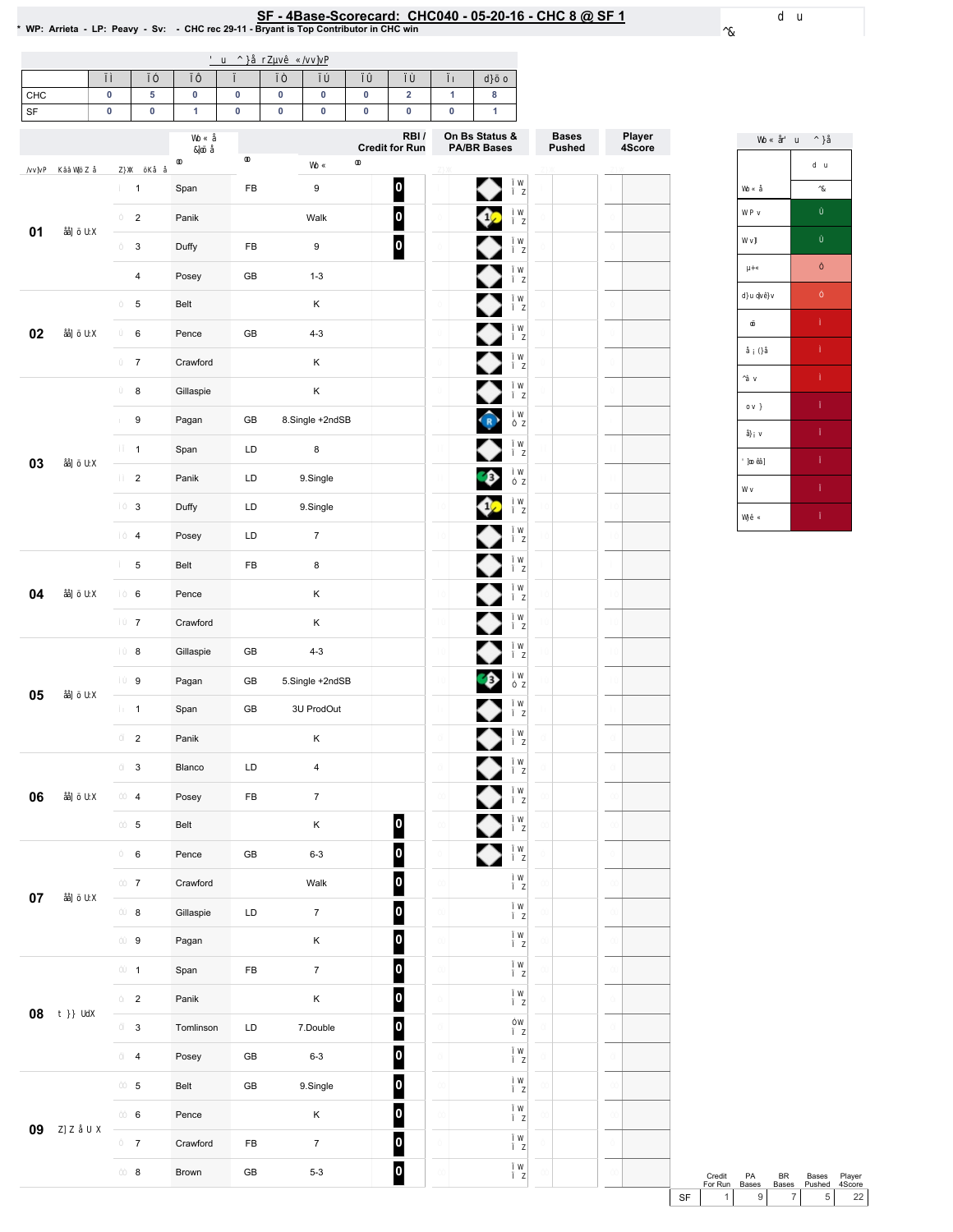# SF - 4Base-Scorecard: CHC040 - 05-20-16 - CHC 8 @ SF 1

\* WP: Arrieta - LP: Peavy - Sv: - CHC rec 29-11 - Bryant is Top Contributor in CHC win

| | 01 | 02 | 03 | 04 | 05 | 06 | 07 | 08 | 09 | Total |
|---|---|---|---|---|---|---|---|---|---|---|
| CHC | 0 | 5 | 0 | 0 | 0 | 0 | 0 | 2 | 1 | 8 |
| SF | 0 | 0 | 1 | 0 | 0 | 0 | 0 | 0 | 0 | 1 |

| Inning | # | Player | | Result | RBI / Credit for Run | On Bs Status & PA/BR Bases | Bases Pushed | Player 4Score |
|---|---|---|---|---|---|---|---|---|
| 01 | 1 | Span | FB | 9 | 0 | | | |
| | 2 | Panik | | Walk | 0 | 1 | | |
| | 3 | Duffy | FB | 9 | 0 | | | |
| | 4 | Posey | GB | 1-3 | | | | |
| 02 | 5 | Belt | | K | | | | |
| | 6 | Pence | GB | 4-3 | | | | |
| | 7 | Crawford | | K | | | | |
| 03 | 8 | Gillaspie | | K | | | | |
| | 9 | Pagan | GB | 8.Single +2ndSB | | R | | |
| | 1 | Span | LD | 8 | | | | |
| | 2 | Panik | LD | 9.Single | | 3 | | |
| | 3 | Duffy | LD | 9.Single | | 1 | | |
| | 4 | Posey | LD | 7 | | | | |
| 04 | 5 | Belt | FB | 8 | | | | |
| | 6 | Pence | | K | | | | |
| | 7 | Crawford | | K | | | | |
| 05 | 8 | Gillaspie | GB | 4-3 | | | | |
| | 9 | Pagan | GB | 5.Single +2ndSB | | 3 | | |
| | 1 | Span | GB | 3U ProdOut | | | | |
| | 2 | Panik | | K | | | | |
| 06 | 3 | Blanco | LD | 4 | | | | |
| | 4 | Posey | FB | 7 | | | | |
| | 5 | Belt | | K | 0 | | | |
| 07 | 6 | Pence | GB | 6-3 | 0 | | | |
| | 7 | Crawford | | Walk | 0 | | | |
| | 8 | Gillaspie | LD | 7 | 0 | | | |
| | 9 | Pagan | | K | 0 | | | |
| 08 | 1 | Span | FB | 7 | 0 | | | |
| | 2 | Panik | | K | 0 | | | |
| | 3 | Tomlinson | LD | 7.Double | 0 | | | |
| | 4 | Posey | GB | 6-3 | 0 | | | |
| 09 | 5 | Belt | GB | 9.Single | 0 | | | |
| | 6 | Pence | | K | 0 | | | |
| | 7 | Crawford | FB | 7 | 0 | | | |
| | 8 | Brown | GB | 5-3 | 0 | | | |

| | Credit For Run | PA Bases | BR Bases | Bases Pushed | Player 4Score |
|---|---|---|---|---|---|
| SF | 1 | 9 | 7 | 5 | 22 |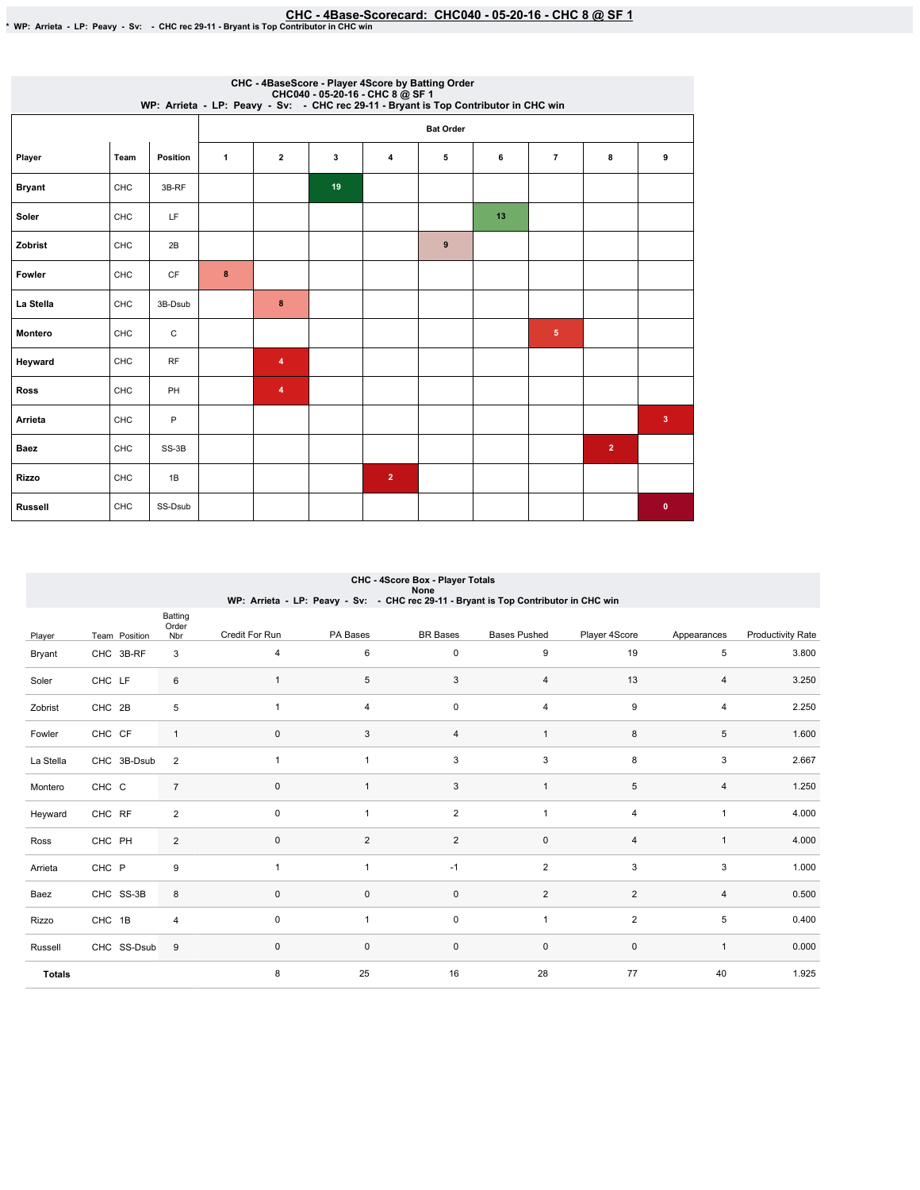# CHC - 4Base-Scorecard: CHC040 - 05-20-16 - CHC 8 @ SF 1

* WP: Arrieta - LP: Peavy - Sv: - CHC rec 29-11 - Bryant is Top Contributor in CHC win

## CHC - 4BaseScore - Player 4Score by Batting Order
CHC040 - 05-20-16 - CHC 8 @ SF 1
WP: Arrieta - LP: Peavy - Sv: - CHC rec 29-11 - Bryant is Top Contributor in CHC win

| | | | Bat Order | | | | | | | | |
|---|---|---|---|---|---|---|---|---|---|---|---|
| Player | Team | Position | 1 | 2 | 3 | 4 | 5 | 6 | 7 | 8 | 9 |
| Bryant | CHC | 3B-RF | | | 19 | | | | | | |
| Soler | CHC | LF | | | | | | 13 | | | |
| Zobrist | CHC | 2B | | | | | 9 | | | | |
| Fowler | CHC | CF | 8 | | | | | | | | |
| La Stella | CHC | 3B-Dsub | | 8 | | | | | | | |
| Montero | CHC | C | | | | | | | 5 | | |
| Heyward | CHC | RF | | 4 | | | | | | | |
| Ross | CHC | PH | | 4 | | | | | | | |
| Arrieta | CHC | P | | | | | | | | | 3 |
| Baez | CHC | SS-3B | | | | | | | | 2 | |
| Rizzo | CHC | 1B | | | | 2 | | | | | |
| Russell | CHC | SS-Dsub | | | | | | | | | 0 |

## CHC - 4Score Box - Player Totals
None
WP: Arrieta - LP: Peavy - Sv: - CHC rec 29-11 - Bryant is Top Contributor in CHC win

| Player | Team | Position | Batting Order Nbr | Credit For Run | PA Bases | BR Bases | Bases Pushed | Player 4Score | Appearances | Productivity Rate |
|---|---|---|---|---|---|---|---|---|---|---|
| Bryant | CHC | 3B-RF | 3 | 4 | 6 | 0 | 9 | 19 | 5 | 3.800 |
| Soler | CHC | LF | 6 | 1 | 5 | 3 | 4 | 13 | 4 | 3.250 |
| Zobrist | CHC | 2B | 5 | 1 | 4 | 0 | 4 | 9 | 4 | 2.250 |
| Fowler | CHC | CF | 1 | 0 | 3 | 4 | 1 | 8 | 5 | 1.600 |
| La Stella | CHC | 3B-Dsub | 2 | 1 | 1 | 3 | 3 | 8 | 3 | 2.667 |
| Montero | CHC | C | 7 | 0 | 1 | 3 | 1 | 5 | 4 | 1.250 |
| Heyward | CHC | RF | 2 | 0 | 1 | 2 | 1 | 4 | 1 | 4.000 |
| Ross | CHC | PH | 2 | 0 | 2 | 2 | 0 | 4 | 1 | 4.000 |
| Arrieta | CHC | P | 9 | 1 | 1 | -1 | 2 | 3 | 3 | 1.000 |
| Baez | CHC | SS-3B | 8 | 0 | 0 | 0 | 2 | 2 | 4 | 0.500 |
| Rizzo | CHC | 1B | 4 | 0 | 1 | 0 | 1 | 2 | 5 | 0.400 |
| Russell | CHC | SS-Dsub | 9 | 0 | 0 | 0 | 0 | 0 | 1 | 0.000 |
| **Totals** | | | | 8 | 25 | 16 | 28 | 77 | 40 | 1.925 |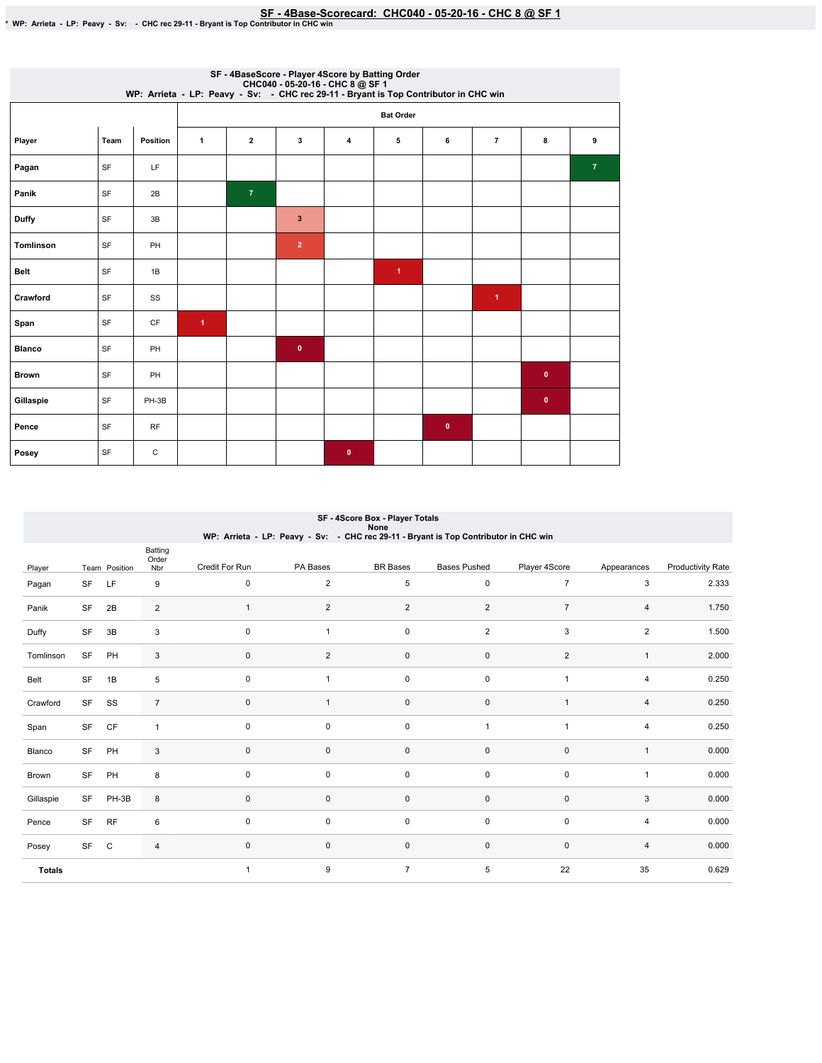# SF - 4Base-Scorecard: CHC040 - 05-20-16 - CHC 8 @ SF 1

* WP: Arrieta - LP: Peavy - Sv: - CHC rec 29-11 - Bryant is Top Contributor in CHC win

## SF - 4BaseScore - Player 4Score by Batting Order
CHC040 - 05-20-16 - CHC 8 @ SF 1
WP: Arrieta - LP: Peavy - Sv: - CHC rec 29-11 - Bryant is Top Contributor in CHC win

| | | | Bat Order | | | | | | | | |
|---|---|---|---|---|---|---|---|---|---|---|---|
| Player | Team | Position | 1 | 2 | 3 | 4 | 5 | 6 | 7 | 8 | 9 |
| Pagan | SF | LF | | | | | | | | | 7 |
| Panik | SF | 2B | | 7 | | | | | | | |
| Duffy | SF | 3B | | | 3 | | | | | | |
| Tomlinson | SF | PH | | | 2 | | | | | | |
| Belt | SF | 1B | | | | | 1 | | | | |
| Crawford | SF | SS | | | | | | | 1 | | |
| Span | SF | CF | 1 | | | | | | | | |
| Blanco | SF | PH | | | 0 | | | | | | |
| Brown | SF | PH | | | | | | | | 0 | |
| Gillaspie | SF | PH-3B | | | | | | | | 0 | |
| Pence | SF | RF | | | | | | 0 | | | |
| Posey | SF | C | | | | 0 | | | | | |

## SF - 4Score Box - Player Totals
None
WP: Arrieta - LP: Peavy - Sv: - CHC rec 29-11 - Bryant is Top Contributor in CHC win

| Player | Team | Position | Batting Order Nbr | Credit For Run | PA Bases | BR Bases | Bases Pushed | Player 4Score | Appearances | Productivity Rate |
|---|---|---|---|---|---|---|---|---|---|---|
| Pagan | SF | LF | 9 | 0 | 2 | 5 | 0 | 7 | 3 | 2.333 |
| Panik | SF | 2B | 2 | 1 | 2 | 2 | 2 | 7 | 4 | 1.750 |
| Duffy | SF | 3B | 3 | 0 | 1 | 0 | 2 | 3 | 2 | 1.500 |
| Tomlinson | SF | PH | 3 | 0 | 2 | 0 | 0 | 2 | 1 | 2.000 |
| Belt | SF | 1B | 5 | 0 | 1 | 0 | 0 | 1 | 4 | 0.250 |
| Crawford | SF | SS | 7 | 0 | 1 | 0 | 0 | 1 | 4 | 0.250 |
| Span | SF | CF | 1 | 0 | 0 | 0 | 1 | 1 | 4 | 0.250 |
| Blanco | SF | PH | 3 | 0 | 0 | 0 | 0 | 0 | 1 | 0.000 |
| Brown | SF | PH | 8 | 0 | 0 | 0 | 0 | 0 | 1 | 0.000 |
| Gillaspie | SF | PH-3B | 8 | 0 | 0 | 0 | 0 | 0 | 3 | 0.000 |
| Pence | SF | RF | 6 | 0 | 0 | 0 | 0 | 0 | 4 | 0.000 |
| Posey | SF | C | 4 | 0 | 0 | 0 | 0 | 0 | 4 | 0.000 |
| **Totals** | | | | 1 | 9 | 7 | 5 | 22 | 35 | 0.629 |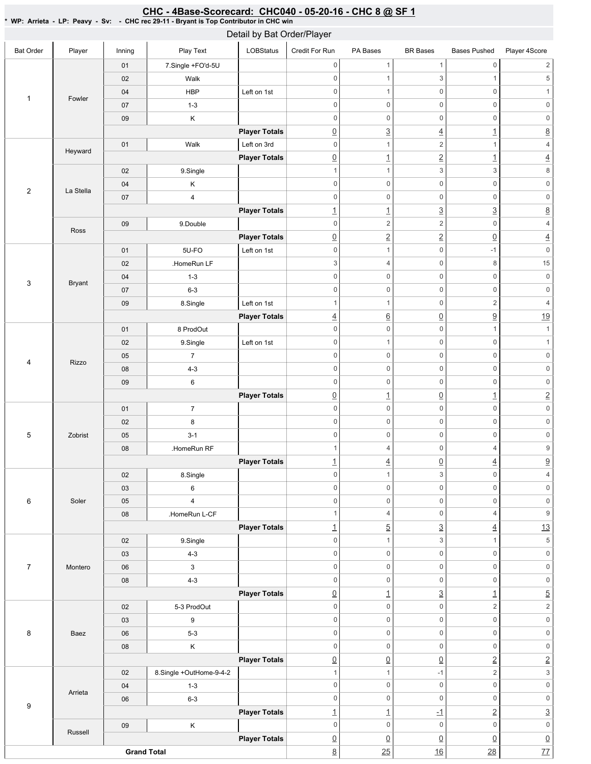## CHC - 4Base-Scorecard: CHC040 - 05-20-16 - CHC 8 @ SF 1

* WP: Arrieta - LP: Peavy - Sv: - CHC rec 29-11 - Bryant is Top Contributor in CHC win

### Detail by Bat Order/Player

| Bat Order | Player | Inning | Play Text | LOBStatus | Credit For Run | PA Bases | BR Bases | Bases Pushed | Player 4Score |
|---|---|---|---|---|---|---|---|---|---|
| 1 | Fowler | 01 | 7.Single +FO'd-5U | | 0 | 1 | 1 | 0 | 2 |
| | | 02 | Walk | | 0 | 1 | 3 | 1 | 5 |
| | | 04 | HBP | Left on 1st | 0 | 1 | 0 | 0 | 1 |
| | | 07 | 1-3 | | 0 | 0 | 0 | 0 | 0 |
| | | 09 | K | | 0 | 0 | 0 | 0 | 0 |
| | | | | Player Totals | 0 | 3 | 4 | 1 | 8 |
| 2 | Heyward | 01 | Walk | Left on 3rd | 0 | 1 | 2 | 1 | 4 |
| | | | | Player Totals | 0 | 1 | 2 | 1 | 4 |
| | La Stella | 02 | 9.Single | | 1 | 1 | 3 | 3 | 8 |
| | | 04 | K | | 0 | 0 | 0 | 0 | 0 |
| | | 07 | 4 | | 0 | 0 | 0 | 0 | 0 |
| | | | | Player Totals | 1 | 1 | 3 | 3 | 8 |
| | Ross | 09 | 9.Double | | 0 | 2 | 2 | 0 | 4 |
| | | | | Player Totals | 0 | 2 | 2 | 0 | 4 |
| 3 | Bryant | 01 | 5U-FO | Left on 1st | 0 | 1 | 0 | -1 | 0 |
| | | 02 | .HomeRun LF | | 3 | 4 | 0 | 8 | 15 |
| | | 04 | 1-3 | | 0 | 0 | 0 | 0 | 0 |
| | | 07 | 6-3 | | 0 | 0 | 0 | 0 | 0 |
| | | 09 | 8.Single | Left on 1st | 1 | 1 | 0 | 2 | 4 |
| | | | | Player Totals | 4 | 6 | 0 | 9 | 19 |
| 4 | Rizzo | 01 | 8 ProdOut | | 0 | 0 | 0 | 1 | 1 |
| | | 02 | 9.Single | Left on 1st | 0 | 1 | 0 | 0 | 1 |
| | | 05 | 7 | | 0 | 0 | 0 | 0 | 0 |
| | | 08 | 4-3 | | 0 | 0 | 0 | 0 | 0 |
| | | 09 | 6 | | 0 | 0 | 0 | 0 | 0 |
| | | | | Player Totals | 0 | 1 | 0 | 1 | 2 |
| 5 | Zobrist | 01 | 7 | | 0 | 0 | 0 | 0 | 0 |
| | | 02 | 8 | | 0 | 0 | 0 | 0 | 0 |
| | | 05 | 3-1 | | 0 | 0 | 0 | 0 | 0 |
| | | 08 | .HomeRun RF | | 1 | 4 | 0 | 4 | 9 |
| | | | | Player Totals | 1 | 4 | 0 | 4 | 9 |
| 6 | Soler | 02 | 8.Single | | 0 | 1 | 3 | 0 | 4 |
| | | 03 | 6 | | 0 | 0 | 0 | 0 | 0 |
| | | 05 | 4 | | 0 | 0 | 0 | 0 | 0 |
| | | 08 | .HomeRun L-CF | | 1 | 4 | 0 | 4 | 9 |
| | | | | Player Totals | 1 | 5 | 3 | 4 | 13 |
| 7 | Montero | 02 | 9.Single | | 0 | 1 | 3 | 1 | 5 |
| | | 03 | 4-3 | | 0 | 0 | 0 | 0 | 0 |
| | | 06 | 3 | | 0 | 0 | 0 | 0 | 0 |
| | | 08 | 4-3 | | 0 | 0 | 0 | 0 | 0 |
| | | | | Player Totals | 0 | 1 | 3 | 1 | 5 |
| 8 | Baez | 02 | 5-3 ProdOut | | 0 | 0 | 0 | 2 | 2 |
| | | 03 | 9 | | 0 | 0 | 0 | 0 | 0 |
| | | 06 | 5-3 | | 0 | 0 | 0 | 0 | 0 |
| | | 08 | K | | 0 | 0 | 0 | 0 | 0 |
| | | | | Player Totals | 0 | 0 | 0 | 2 | 2 |
| 9 | Arrieta | 02 | 8.Single +OutHome-9-4-2 | | 1 | 1 | -1 | 2 | 3 |
| | | 04 | 1-3 | | 0 | 0 | 0 | 0 | 0 |
| | | 06 | 6-3 | | 0 | 0 | 0 | 0 | 0 |
| | | | | Player Totals | 1 | 1 | -1 | 2 | 3 |
| | Russell | 09 | K | | 0 | 0 | 0 | 0 | 0 |
| | | | | Player Totals | 0 | 0 | 0 | 0 | 0 |
| Grand Total | | | | | 8 | 25 | 16 | 28 | 77 |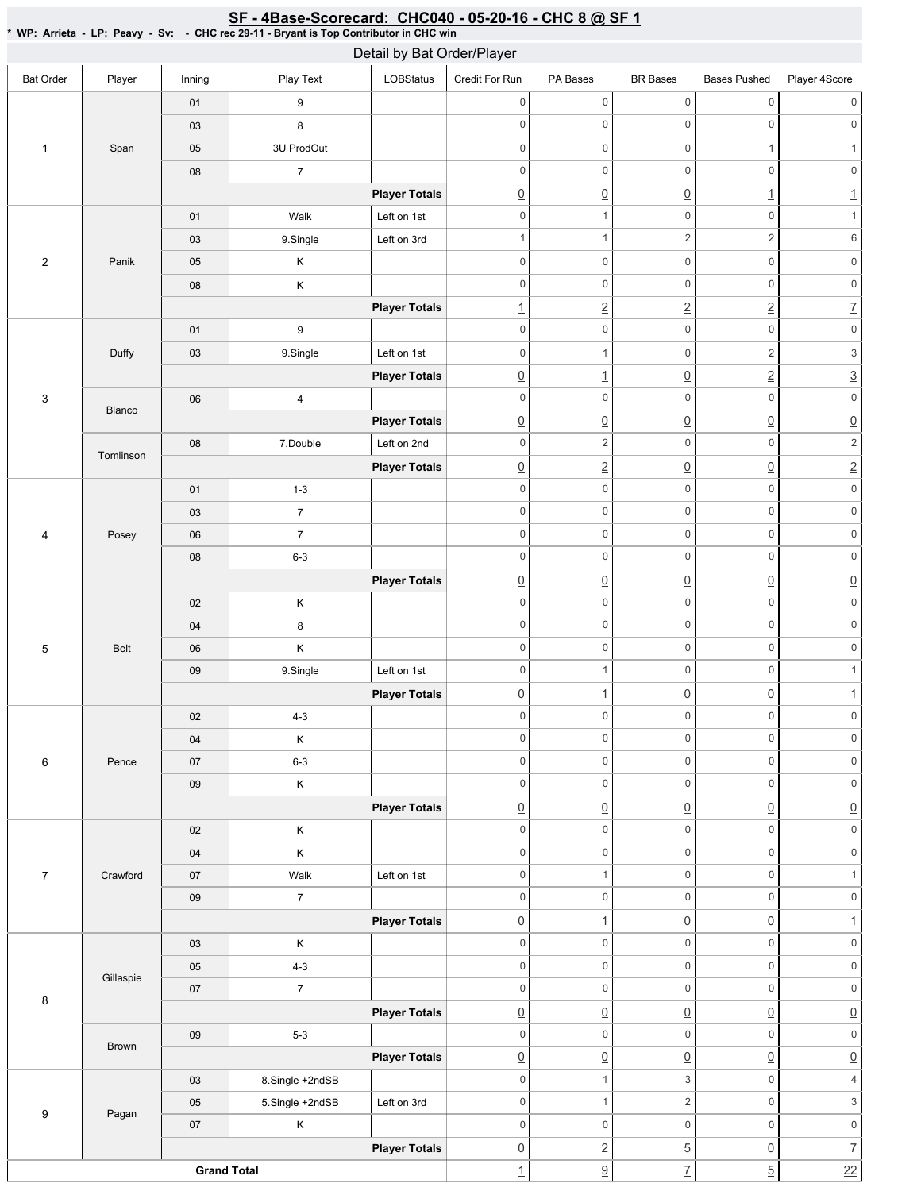## SF - 4Base-Scorecard: CHC040 - 05-20-16 - CHC 8 @ SF 1

**\* WP: Arrieta - LP: Peavy - Sv: - CHC rec 29-11 - Bryant is Top Contributor in CHC win**

### Detail by Bat Order/Player

| Bat Order | Player | Inning | Play Text | LOBStatus | Credit For Run | PA Bases | BR Bases | Bases Pushed | Player 4Score |
|---|---|---|---|---|---|---|---|---|---|
| 1 | Span | 01 | 9 | | 0 | 0 | 0 | 0 | 0 |
| | | 03 | 8 | | 0 | 0 | 0 | 0 | 0 |
| | | 05 | 3U ProdOut | | 0 | 0 | 0 | 1 | 1 |
| | | 08 | 7 | | 0 | 0 | 0 | 0 | 0 |
| | | | | **Player Totals** | 0 | 0 | 0 | 1 | 1 |
| 2 | Panik | 01 | Walk | Left on 1st | 0 | 1 | 0 | 0 | 1 |
| | | 03 | 9.Single | Left on 3rd | 1 | 1 | 2 | 2 | 6 |
| | | 05 | K | | 0 | 0 | 0 | 0 | 0 |
| | | 08 | K | | 0 | 0 | 0 | 0 | 0 |
| | | | | **Player Totals** | 1 | 2 | 2 | 2 | 7 |
| 3 | Duffy | 01 | 9 | | 0 | 0 | 0 | 0 | 0 |
| | | 03 | 9.Single | Left on 1st | 0 | 1 | 0 | 2 | 3 |
| | | | | **Player Totals** | 0 | 1 | 0 | 2 | 3 |
| | Blanco | 06 | 4 | | 0 | 0 | 0 | 0 | 0 |
| | | | | **Player Totals** | 0 | 0 | 0 | 0 | 0 |
| | Tomlinson | 08 | 7.Double | Left on 2nd | 0 | 2 | 0 | 0 | 2 |
| | | | | **Player Totals** | 0 | 2 | 0 | 0 | 2 |
| 4 | Posey | 01 | 1-3 | | 0 | 0 | 0 | 0 | 0 |
| | | 03 | 7 | | 0 | 0 | 0 | 0 | 0 |
| | | 06 | 7 | | 0 | 0 | 0 | 0 | 0 |
| | | 08 | 6-3 | | 0 | 0 | 0 | 0 | 0 |
| | | | | **Player Totals** | 0 | 0 | 0 | 0 | 0 |
| 5 | Belt | 02 | K | | 0 | 0 | 0 | 0 | 0 |
| | | 04 | 8 | | 0 | 0 | 0 | 0 | 0 |
| | | 06 | K | | 0 | 0 | 0 | 0 | 0 |
| | | 09 | 9.Single | Left on 1st | 0 | 1 | 0 | 0 | 1 |
| | | | | **Player Totals** | 0 | 1 | 0 | 0 | 1 |
| 6 | Pence | 02 | 4-3 | | 0 | 0 | 0 | 0 | 0 |
| | | 04 | K | | 0 | 0 | 0 | 0 | 0 |
| | | 07 | 6-3 | | 0 | 0 | 0 | 0 | 0 |
| | | 09 | K | | 0 | 0 | 0 | 0 | 0 |
| | | | | **Player Totals** | 0 | 0 | 0 | 0 | 0 |
| 7 | Crawford | 02 | K | | 0 | 0 | 0 | 0 | 0 |
| | | 04 | K | | 0 | 0 | 0 | 0 | 0 |
| | | 07 | Walk | Left on 1st | 0 | 1 | 0 | 0 | 1 |
| | | 09 | 7 | | 0 | 0 | 0 | 0 | 0 |
| | | | | **Player Totals** | 0 | 1 | 0 | 0 | 1 |
| 8 | Gillaspie | 03 | K | | 0 | 0 | 0 | 0 | 0 |
| | | 05 | 4-3 | | 0 | 0 | 0 | 0 | 0 |
| | | 07 | 7 | | 0 | 0 | 0 | 0 | 0 |
| | | | | **Player Totals** | 0 | 0 | 0 | 0 | 0 |
| | Brown | 09 | 5-3 | | 0 | 0 | 0 | 0 | 0 |
| | | | | **Player Totals** | 0 | 0 | 0 | 0 | 0 |
| 9 | Pagan | 03 | 8.Single +2ndSB | | 0 | 1 | 3 | 0 | 4 |
| | | 05 | 5.Single +2ndSB | Left on 3rd | 0 | 1 | 2 | 0 | 3 |
| | | 07 | K | | 0 | 0 | 0 | 0 | 0 |
| | | | | **Player Totals** | 0 | 2 | 5 | 0 | 7 |
| **Grand Total** | | | | | 1 | 9 | 7 | 5 | 22 |